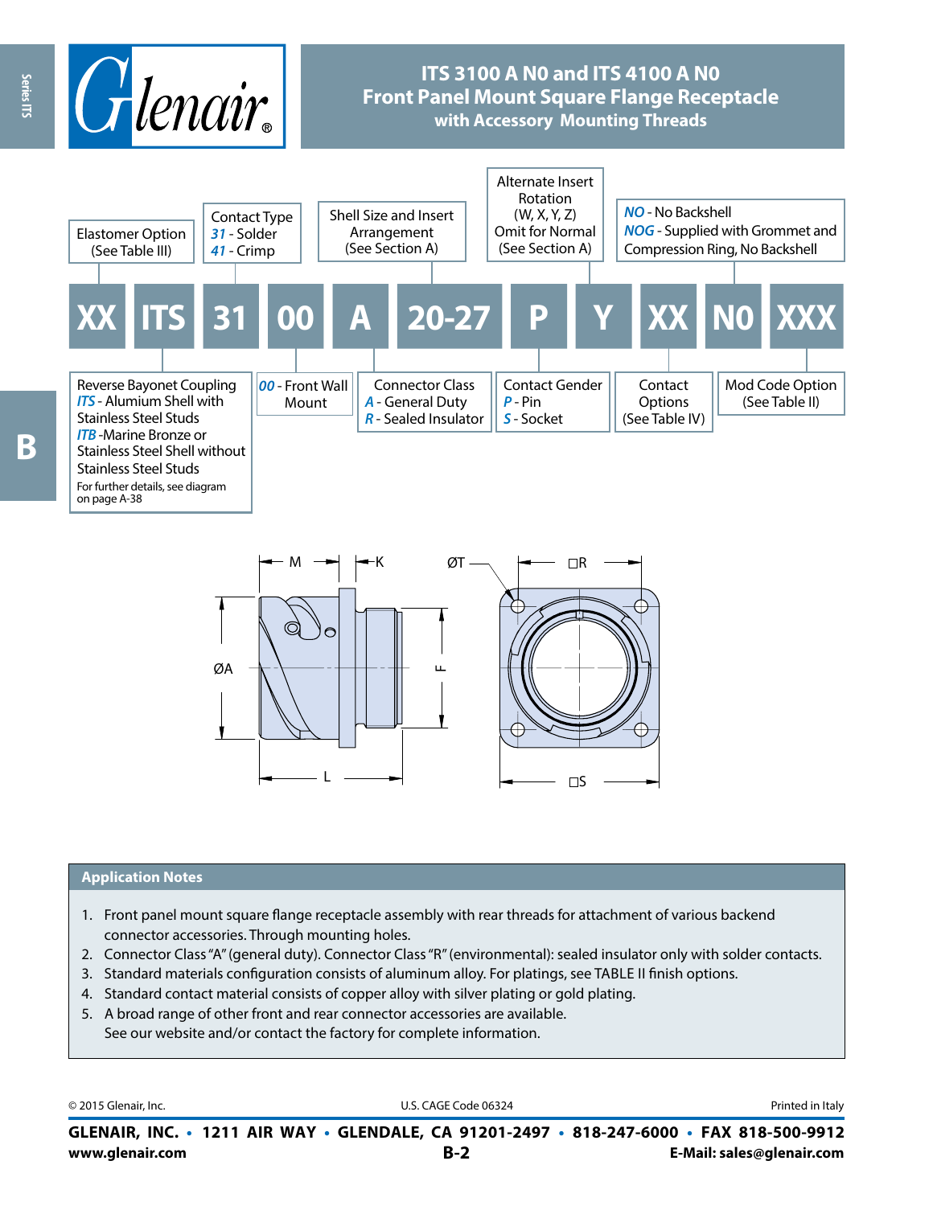# ITS 3100 A N0 and ITS 4100 A N0
## Front Panel Mount Square Flange Receptacle
### with Accessory Mounting Threads

| XX | ITS | 31 | 00 | A | 20-27 | P | Y | XX | N0 | XXX |
|---|---|---|---|---|---|---|---|---|---|---|

- **XX** – Elastomer Option (See Table III)
- **ITS** – Reverse Bayonet Coupling
  - *ITS* - Alumium Shell with Stainless Steel Studs
  - *ITB* -Marine Bronze or Stainless Steel Shell without Stainless Steel Studs
  - For further details, see diagram on page A-38
- **31** – Contact Type
  - *31* - Solder
  - *41* - Crimp
- **00** – *00* - Front Wall Mount
- **A** – Connector Class
  - *A* - General Duty
  - *R* - Sealed Insulator
- **20-27** – Shell Size and Insert Arrangement (See Section A)
- **P** – Contact Gender
  - *P* - Pin
  - *S* - Socket
- **Y** – Alternate Insert Rotation (W, X, Y, Z) Omit for Normal (See Section A)
- **XX** – Contact Options (See Table IV)
- **N0**
  - *NO* - No Backshell
  - *NOG* - Supplied with Grommet and Compression Ring, No Backshell
- **XXX** – Mod Code Option (See Table II)

M, K, ØT, □R, ØA, F, L, □S

## Application Notes

1. Front panel mount square flange receptacle assembly with rear threads for attachment of various backend connector accessories. Through mounting holes.
2. Connector Class "A" (general duty). Connector Class "R" (environmental): sealed insulator only with solder contacts.
3. Standard materials configuration consists of aluminum alloy. For platings, see TABLE II finish options.
4. Standard contact material consists of copper alloy with silver plating or gold plating.
5. A broad range of other front and rear connector accessories are available.
   See our website and/or contact the factory for complete information.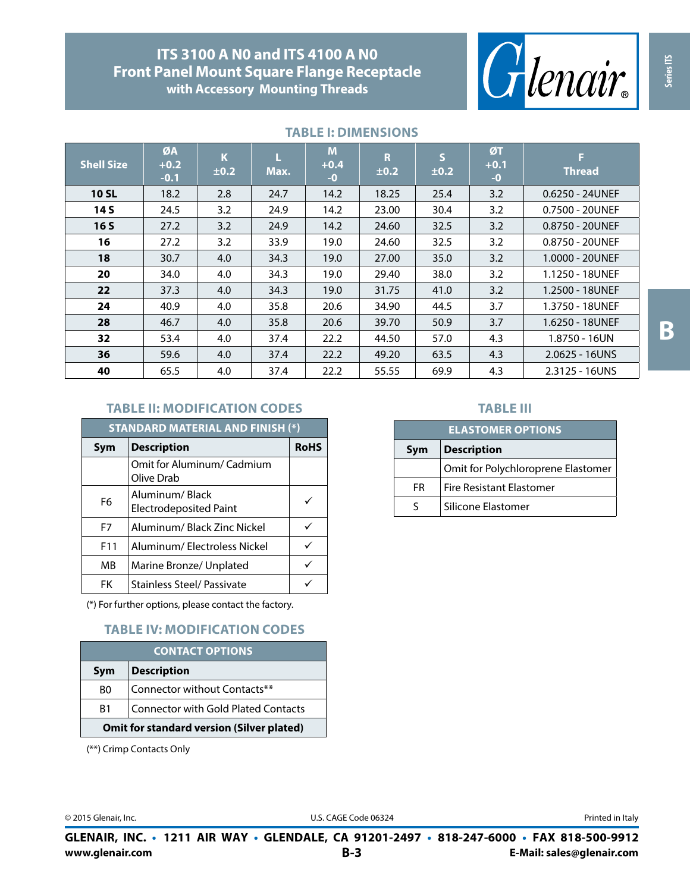# ITS 3100 A N0 and ITS 4100 A N0 Front Panel Mount Square Flange Receptacle with Accessory Mounting Threads

## TABLE I: DIMENSIONS

| Shell Size | ØA +0.2 -0.1 | K ±0.2 | L Max. | M +0.4 -0 | R ±0.2 | S ±0.2 | ØT +0.1 -0 | F Thread |
|---|---|---|---|---|---|---|---|---|
| **10 SL** | 18.2 | 2.8 | 24.7 | 14.2 | 18.25 | 25.4 | 3.2 | 0.6250 - 24UNEF |
| **14 S** | 24.5 | 3.2 | 24.9 | 14.2 | 23.00 | 30.4 | 3.2 | 0.7500 - 20UNEF |
| **16 S** | 27.2 | 3.2 | 24.9 | 14.2 | 24.60 | 32.5 | 3.2 | 0.8750 - 20UNEF |
| **16** | 27.2 | 3.2 | 33.9 | 19.0 | 24.60 | 32.5 | 3.2 | 0.8750 - 20UNEF |
| **18** | 30.7 | 4.0 | 34.3 | 19.0 | 27.00 | 35.0 | 3.2 | 1.0000 - 20UNEF |
| **20** | 34.0 | 4.0 | 34.3 | 19.0 | 29.40 | 38.0 | 3.2 | 1.1250 - 18UNEF |
| **22** | 37.3 | 4.0 | 34.3 | 19.0 | 31.75 | 41.0 | 3.2 | 1.2500 - 18UNEF |
| **24** | 40.9 | 4.0 | 35.8 | 20.6 | 34.90 | 44.5 | 3.7 | 1.3750 - 18UNEF |
| **28** | 46.7 | 4.0 | 35.8 | 20.6 | 39.70 | 50.9 | 3.7 | 1.6250 - 18UNEF |
| **32** | 53.4 | 4.0 | 37.4 | 22.2 | 44.50 | 57.0 | 4.3 | 1.8750 - 16UN |
| **36** | 59.6 | 4.0 | 37.4 | 22.2 | 49.20 | 63.5 | 4.3 | 2.0625 - 16UNS |
| **40** | 65.5 | 4.0 | 37.4 | 22.2 | 55.55 | 69.9 | 4.3 | 2.3125 - 16UNS |

## TABLE II: MODIFICATION CODES

| STANDARD MATERIAL AND FINISH (*) | | |
|---|---|---|
| **Sym** | **Description** | **RoHS** |
| | Omit for Aluminum/ Cadmium Olive Drab | |
| F6 | Aluminum/ Black Electrodeposited Paint | ✓ |
| F7 | Aluminum/ Black Zinc Nickel | ✓ |
| F11 | Aluminum/ Electroless Nickel | ✓ |
| MB | Marine Bronze/ Unplated | ✓ |
| FK | Stainless Steel/ Passivate | ✓ |

(*) For further options, please contact the factory.

## TABLE III

| ELASTOMER OPTIONS | |
|---|---|
| **Sym** | **Description** |
| | Omit for Polychloroprene Elastomer |
| FR | Fire Resistant Elastomer |
| S | Silicone Elastomer |

## TABLE IV: MODIFICATION CODES

| CONTACT OPTIONS | |
|---|---|
| **Sym** | **Description** |
| B0 | Connector without Contacts** |
| B1 | Connector with Gold Plated Contacts |
| **Omit for standard version (Silver plated)** | |

(**) Crimp Contacts Only

© 2015 Glenair, Inc. U.S. CAGE Code 06324 Printed in Italy

**GLENAIR, INC. • 1211 AIR WAY • GLENDALE, CA 91201-2497 • 818-247-6000 • FAX 818-500-9912**
**www.glenair.com** **E-Mail: sales@glenair.com**